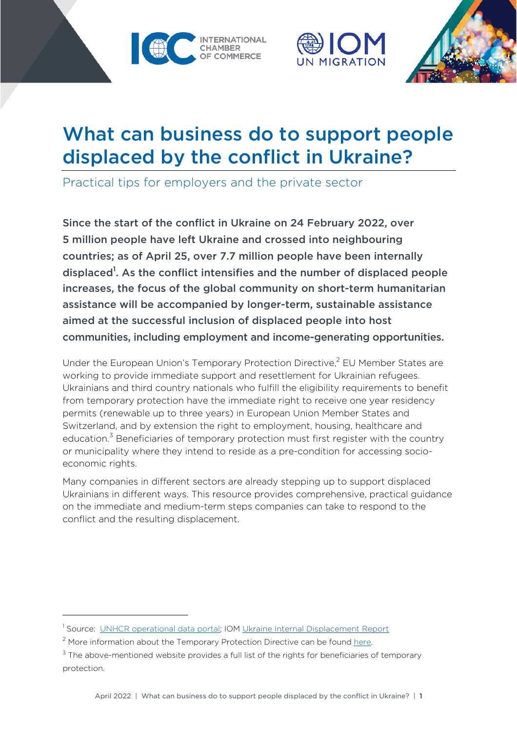# What can business do to support people displaced by the conflict in Ukraine?

## Practical tips for employers and the private sector

**Since the start of the conflict in Ukraine on 24 February 2022, over 5 million people have left Ukraine and crossed into neighbouring countries; as of April 25, over 7.7 million people have been internally displaced[1]. As the conflict intensifies and the number of displaced people increases, the focus of the global community on short-term humanitarian assistance will be accompanied by longer-term, sustainable assistance aimed at the successful inclusion of displaced people into host communities, including employment and income-generating opportunities.**

Under the European Union's Temporary Protection Directive,[2] EU Member States are working to provide immediate support and resettlement for Ukrainian refugees. Ukrainians and third country nationals who fulfill the eligibility requirements to benefit from temporary protection have the immediate right to receive one year residency permits (renewable up to three years) in European Union Member States and Switzerland, and by extension the right to employment, housing, healthcare and education.[3] Beneficiaries of temporary protection must first register with the country or municipality where they intend to reside as a pre-condition for accessing socio-economic rights.

Many companies in different sectors are already stepping up to support displaced Ukrainians in different ways. This resource provides comprehensive, practical guidance on the immediate and medium-term steps companies can take to respond to the conflict and the resulting displacement.

---

[1] Source: UNHCR operational data portal; IOM Ukraine Internal Displacement Report

[2] More information about the Temporary Protection Directive can be found here.

[3] The above-mentioned website provides a full list of the rights for beneficiaries of temporary protection.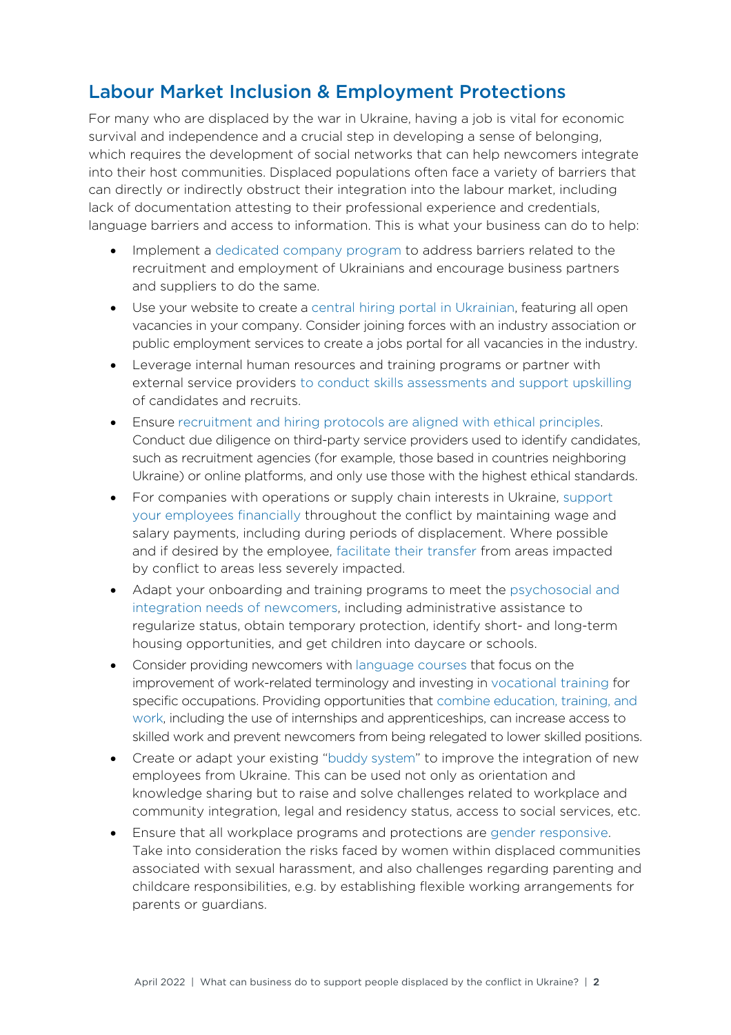## Labour Market Inclusion & Employment Protections

For many who are displaced by the war in Ukraine, having a job is vital for economic survival and independence and a crucial step in developing a sense of belonging, which requires the development of social networks that can help newcomers integrate into their host communities. Displaced populations often face a variety of barriers that can directly or indirectly obstruct their integration into the labour market, including lack of documentation attesting to their professional experience and credentials, language barriers and access to information. This is what your business can do to help:

- Implement a dedicated company program to address barriers related to the recruitment and employment of Ukrainians and encourage business partners and suppliers to do the same.
- Use your website to create a central hiring portal in Ukrainian, featuring all open vacancies in your company. Consider joining forces with an industry association or public employment services to create a jobs portal for all vacancies in the industry.
- Leverage internal human resources and training programs or partner with external service providers to conduct skills assessments and support upskilling of candidates and recruits.
- Ensure recruitment and hiring protocols are aligned with ethical principles. Conduct due diligence on third-party service providers used to identify candidates, such as recruitment agencies (for example, those based in countries neighboring Ukraine) or online platforms, and only use those with the highest ethical standards.
- For companies with operations or supply chain interests in Ukraine, support your employees financially throughout the conflict by maintaining wage and salary payments, including during periods of displacement. Where possible and if desired by the employee, facilitate their transfer from areas impacted by conflict to areas less severely impacted.
- Adapt your onboarding and training programs to meet the psychosocial and integration needs of newcomers, including administrative assistance to regularize status, obtain temporary protection, identify short- and long-term housing opportunities, and get children into daycare or schools.
- Consider providing newcomers with language courses that focus on the improvement of work-related terminology and investing in vocational training for specific occupations. Providing opportunities that combine education, training, and work, including the use of internships and apprenticeships, can increase access to skilled work and prevent newcomers from being relegated to lower skilled positions.
- Create or adapt your existing "buddy system" to improve the integration of new employees from Ukraine. This can be used not only as orientation and knowledge sharing but to raise and solve challenges related to workplace and community integration, legal and residency status, access to social services, etc.
- Ensure that all workplace programs and protections are gender responsive. Take into consideration the risks faced by women within displaced communities associated with sexual harassment, and also challenges regarding parenting and childcare responsibilities, e.g. by establishing flexible working arrangements for parents or guardians.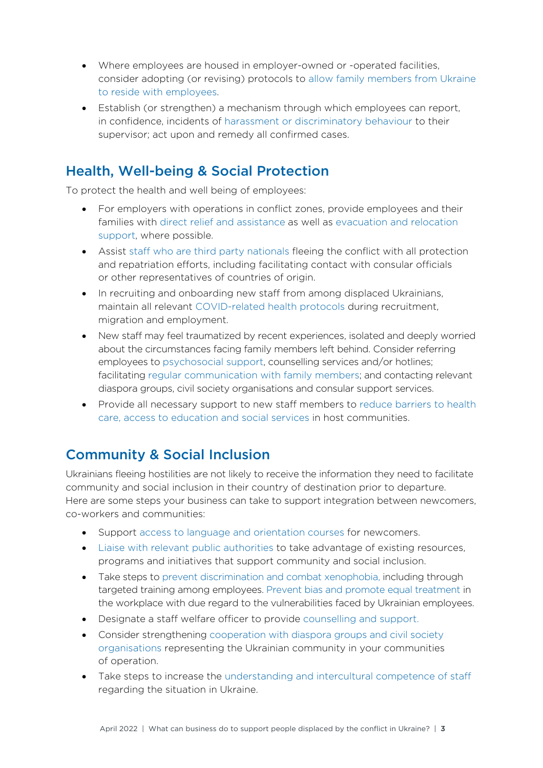- Where employees are housed in employer-owned or -operated facilities, consider adopting (or revising) protocols to allow family members from Ukraine to reside with employees.
- Establish (or strengthen) a mechanism through which employees can report, in confidence, incidents of harassment or discriminatory behaviour to their supervisor; act upon and remedy all confirmed cases.

## Health, Well-being & Social Protection

To protect the health and well being of employees:

- For employers with operations in conflict zones, provide employees and their families with direct relief and assistance as well as evacuation and relocation support, where possible.
- Assist staff who are third party nationals fleeing the conflict with all protection and repatriation efforts, including facilitating contact with consular officials or other representatives of countries of origin.
- In recruiting and onboarding new staff from among displaced Ukrainians, maintain all relevant COVID-related health protocols during recruitment, migration and employment.
- New staff may feel traumatized by recent experiences, isolated and deeply worried about the circumstances facing family members left behind. Consider referring employees to psychosocial support, counselling services and/or hotlines; facilitating regular communication with family members; and contacting relevant diaspora groups, civil society organisations and consular support services.
- Provide all necessary support to new staff members to reduce barriers to health care, access to education and social services in host communities.

## Community & Social Inclusion

Ukrainians fleeing hostilities are not likely to receive the information they need to facilitate community and social inclusion in their country of destination prior to departure. Here are some steps your business can take to support integration between newcomers, co-workers and communities:

- Support access to language and orientation courses for newcomers.
- Liaise with relevant public authorities to take advantage of existing resources, programs and initiatives that support community and social inclusion.
- Take steps to prevent discrimination and combat xenophobia, including through targeted training among employees. Prevent bias and promote equal treatment in the workplace with due regard to the vulnerabilities faced by Ukrainian employees.
- Designate a staff welfare officer to provide counselling and support.
- Consider strengthening cooperation with diaspora groups and civil society organisations representing the Ukrainian community in your communities of operation.
- Take steps to increase the understanding and intercultural competence of staff regarding the situation in Ukraine.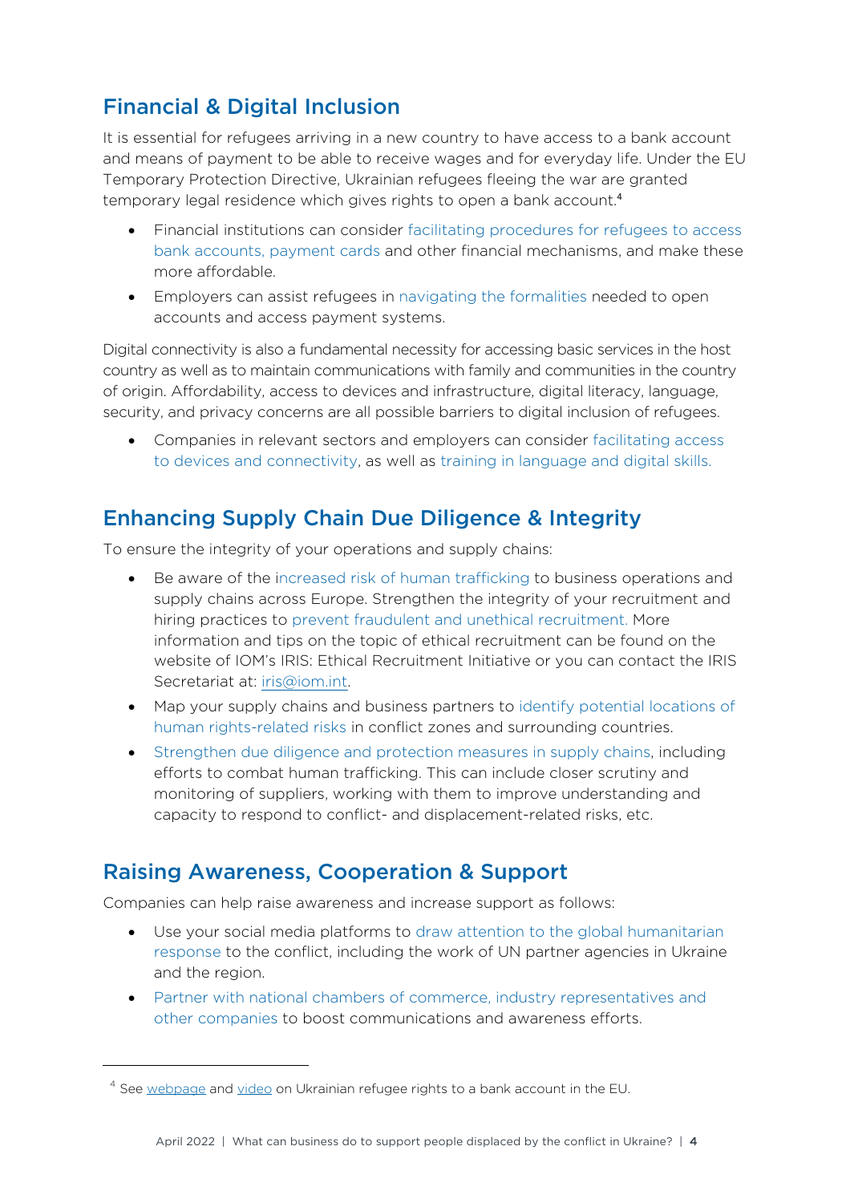## Financial & Digital Inclusion

It is essential for refugees arriving in a new country to have access to a bank account and means of payment to be able to receive wages and for everyday life. Under the EU Temporary Protection Directive, Ukrainian refugees fleeing the war are granted temporary legal residence which gives rights to open a bank account.[4]

- Financial institutions can consider facilitating procedures for refugees to access bank accounts, payment cards and other financial mechanisms, and make these more affordable.
- Employers can assist refugees in navigating the formalities needed to open accounts and access payment systems.

Digital connectivity is also a fundamental necessity for accessing basic services in the host country as well as to maintain communications with family and communities in the country of origin. Affordability, access to devices and infrastructure, digital literacy, language, security, and privacy concerns are all possible barriers to digital inclusion of refugees.

- Companies in relevant sectors and employers can consider facilitating access to devices and connectivity, as well as training in language and digital skills.

## Enhancing Supply Chain Due Diligence & Integrity

To ensure the integrity of your operations and supply chains:

- Be aware of the increased risk of human trafficking to business operations and supply chains across Europe. Strengthen the integrity of your recruitment and hiring practices to prevent fraudulent and unethical recruitment. More information and tips on the topic of ethical recruitment can be found on the website of IOM's IRIS: Ethical Recruitment Initiative or you can contact the IRIS Secretariat at: iris@iom.int.
- Map your supply chains and business partners to identify potential locations of human rights-related risks in conflict zones and surrounding countries.
- Strengthen due diligence and protection measures in supply chains, including efforts to combat human trafficking. This can include closer scrutiny and monitoring of suppliers, working with them to improve understanding and capacity to respond to conflict- and displacement-related risks, etc.

## Raising Awareness, Cooperation & Support

Companies can help raise awareness and increase support as follows:

- Use your social media platforms to draw attention to the global humanitarian response to the conflict, including the work of UN partner agencies in Ukraine and the region.
- Partner with national chambers of commerce, industry representatives and other companies to boost communications and awareness efforts.

---

[4] See webpage and video on Ukrainian refugee rights to a bank account in the EU.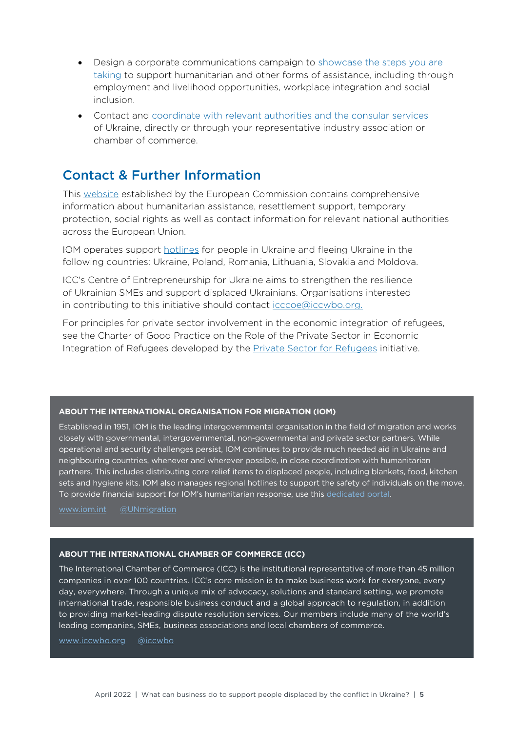- Design a corporate communications campaign to showcase the steps you are taking to support humanitarian and other forms of assistance, including through employment and livelihood opportunities, workplace integration and social inclusion.
- Contact and coordinate with relevant authorities and the consular services of Ukraine, directly or through your representative industry association or chamber of commerce.

## Contact & Further Information

This website established by the European Commission contains comprehensive information about humanitarian assistance, resettlement support, temporary protection, social rights as well as contact information for relevant national authorities across the European Union.

IOM operates support hotlines for people in Ukraine and fleeing Ukraine in the following countries: Ukraine, Poland, Romania, Lithuania, Slovakia and Moldova.

ICC's Centre of Entrepreneurship for Ukraine aims to strengthen the resilience of Ukrainian SMEs and support displaced Ukrainians. Organisations interested in contributing to this initiative should contact icccoe@iccwbo.org.

For principles for private sector involvement in the economic integration of refugees, see the Charter of Good Practice on the Role of the Private Sector in Economic Integration of Refugees developed by the Private Sector for Refugees initiative.

**ABOUT THE INTERNATIONAL ORGANISATION FOR MIGRATION (IOM)**

Established in 1951, IOM is the leading intergovernmental organisation in the field of migration and works closely with governmental, intergovernmental, non-governmental and private sector partners. While operational and security challenges persist, IOM continues to provide much needed aid in Ukraine and neighbouring countries, whenever and wherever possible, in close coordination with humanitarian partners. This includes distributing core relief items to displaced people, including blankets, food, kitchen sets and hygiene kits. IOM also manages regional hotlines to support the safety of individuals on the move. To provide financial support for IOM's humanitarian response, use this dedicated portal.

www.iom.int @UNmigration

**ABOUT THE INTERNATIONAL CHAMBER OF COMMERCE (ICC)**

The International Chamber of Commerce (ICC) is the institutional representative of more than 45 million companies in over 100 countries. ICC's core mission is to make business work for everyone, every day, everywhere. Through a unique mix of advocacy, solutions and standard setting, we promote international trade, responsible business conduct and a global approach to regulation, in addition to providing market-leading dispute resolution services. Our members include many of the world's leading companies, SMEs, business associations and local chambers of commerce.

www.iccwbo.org @iccwbo